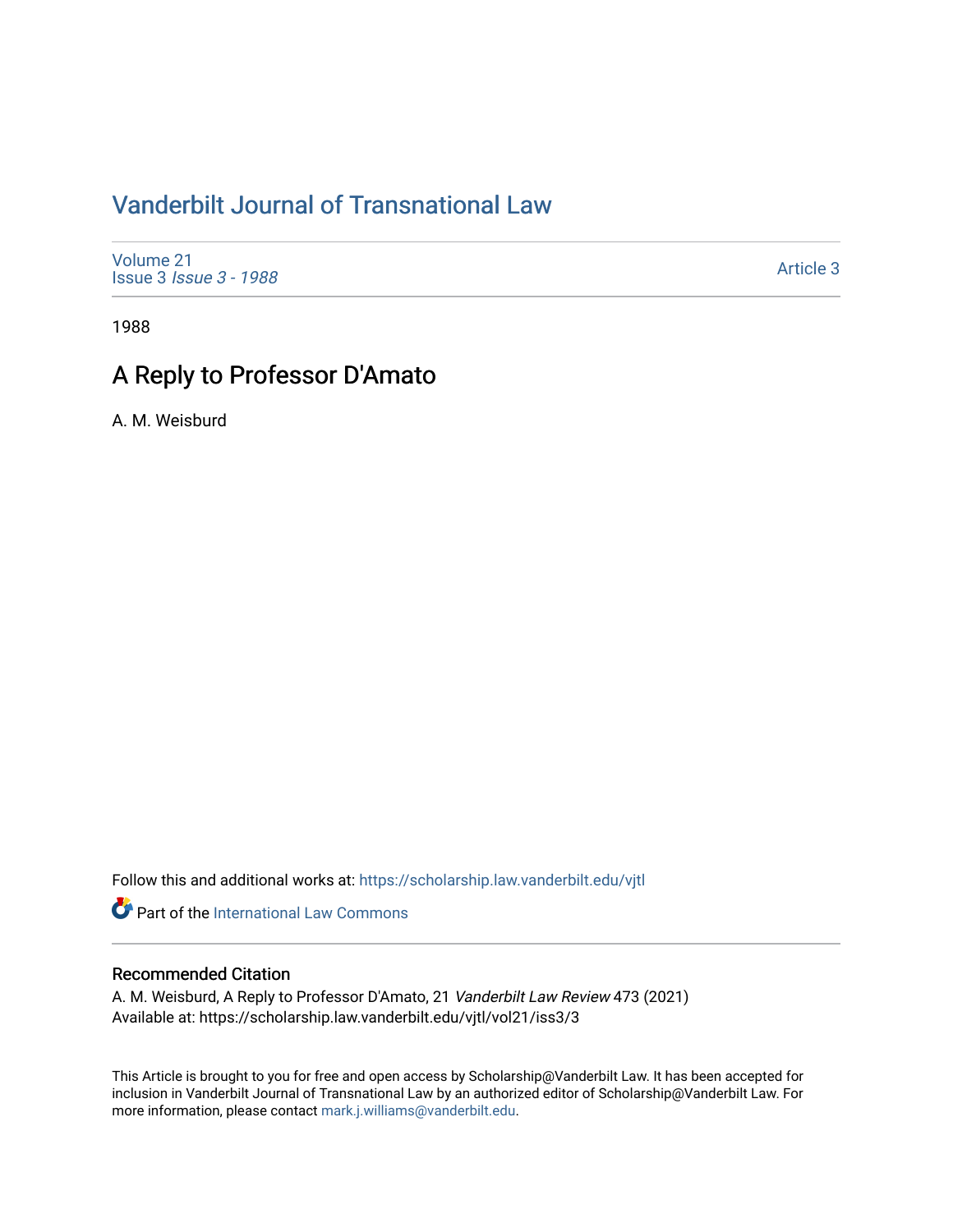# Vanderbilt Journal of Transnational Law

Volume 21
Issue 3 *Issue 3 - 1988*

Article 3

1988

## A Reply to Professor D'Amato

A. M. Weisburd

Follow this and additional works at: https://scholarship.law.vanderbilt.edu/vjtl

Part of the International Law Commons

### Recommended Citation

A. M. Weisburd, A Reply to Professor D'Amato, 21 *Vanderbilt Law Review* 473 (2021)
Available at: https://scholarship.law.vanderbilt.edu/vjtl/vol21/iss3/3

This Article is brought to you for free and open access by Scholarship@Vanderbilt Law. It has been accepted for inclusion in Vanderbilt Journal of Transnational Law by an authorized editor of Scholarship@Vanderbilt Law. For more information, please contact mark.j.williams@vanderbilt.edu.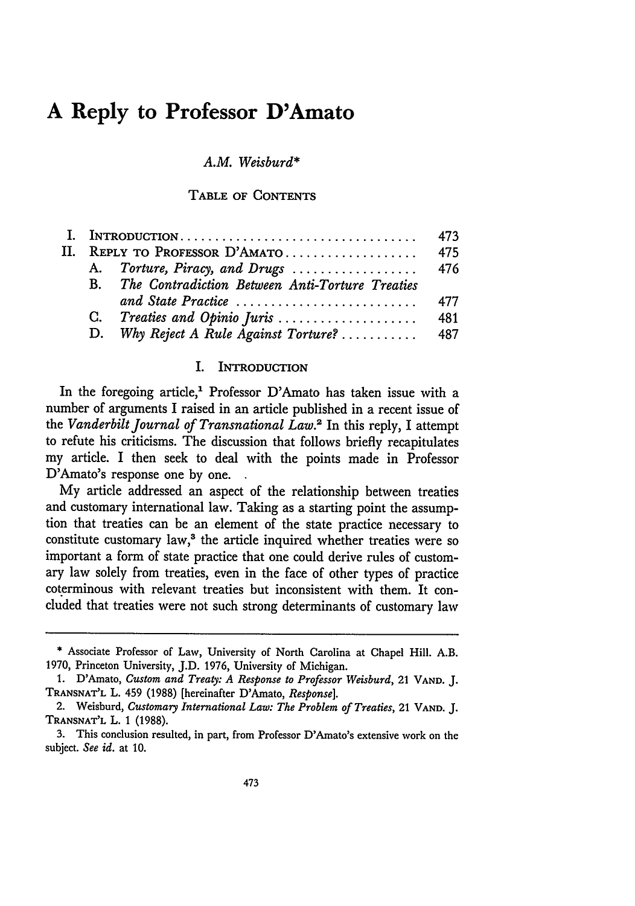# A Reply to Professor D'Amato

*A.M. Weisburd**

TABLE OF CONTENTS

| | | |
|---|---|---|
| I. | INTRODUCTION | 473 |
| II. | REPLY TO PROFESSOR D'AMATO | 475 |
| | A. *Torture, Piracy, and Drugs* | 476 |
| | B. *The Contradiction Between Anti-Torture Treaties and State Practice* | 477 |
| | C. *Treaties and Opinio Juris* | 481 |
| | D. *Why Reject A Rule Against Torture?* | 487 |

## I. INTRODUCTION

In the foregoing article,[1] Professor D'Amato has taken issue with a number of arguments I raised in an article published in a recent issue of the *Vanderbilt Journal of Transnational Law*.[2] In this reply, I attempt to refute his criticisms. The discussion that follows briefly recapitulates my article. I then seek to deal with the points made in Professor D'Amato's response one by one.

My article addressed an aspect of the relationship between treaties and customary international law. Taking as a starting point the assumption that treaties can be an element of the state practice necessary to constitute customary law,[3] the article inquired whether treaties were so important a form of state practice that one could derive rules of customary law solely from treaties, even in the face of other types of practice coterminous with relevant treaties but inconsistent with them. It concluded that treaties were not such strong determinants of customary law

---

\* Associate Professor of Law, University of North Carolina at Chapel Hill. A.B. 1970, Princeton University, J.D. 1976, University of Michigan.

1. D'Amato, *Custom and Treaty: A Response to Professor Weisburd*, 21 VAND. J. TRANSNAT'L L. 459 (1988) [hereinafter D'Amato, *Response*].

2. Weisburd, *Customary International Law: The Problem of Treaties*, 21 VAND. J. TRANSNAT'L L. 1 (1988).

3. This conclusion resulted, in part, from Professor D'Amato's extensive work on the subject. *See id.* at 10.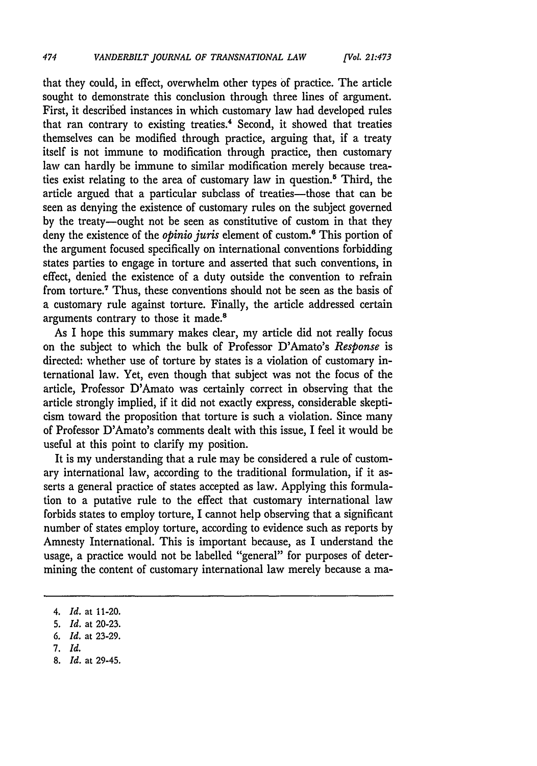that they could, in effect, overwhelm other types of practice. The article sought to demonstrate this conclusion through three lines of argument. First, it described instances in which customary law had developed rules that ran contrary to existing treaties.[4] Second, it showed that treaties themselves can be modified through practice, arguing that, if a treaty itself is not immune to modification through practice, then customary law can hardly be immune to similar modification merely because treaties exist relating to the area of customary law in question.[5] Third, the article argued that a particular subclass of treaties—those that can be seen as denying the existence of customary rules on the subject governed by the treaty—ought not be seen as constitutive of custom in that they deny the existence of the *opinio juris* element of custom.[6] This portion of the argument focused specifically on international conventions forbidding states parties to engage in torture and asserted that such conventions, in effect, denied the existence of a duty outside the convention to refrain from torture.[7] Thus, these conventions should not be seen as the basis of a customary rule against torture. Finally, the article addressed certain arguments contrary to those it made.[8]

As I hope this summary makes clear, my article did not really focus on the subject to which the bulk of Professor D'Amato's *Response* is directed: whether use of torture by states is a violation of customary international law. Yet, even though that subject was not the focus of the article, Professor D'Amato was certainly correct in observing that the article strongly implied, if it did not exactly express, considerable skepticism toward the proposition that torture is such a violation. Since many of Professor D'Amato's comments dealt with this issue, I feel it would be useful at this point to clarify my position.

It is my understanding that a rule may be considered a rule of customary international law, according to the traditional formulation, if it asserts a general practice of states accepted as law. Applying this formulation to a putative rule to the effect that customary international law forbids states to employ torture, I cannot help observing that a significant number of states employ torture, according to evidence such as reports by Amnesty International. This is important because, as I understand the usage, a practice would not be labelled "general" for purposes of determining the content of customary international law merely because a ma-

---

4. *Id.* at 11-20.
5. *Id.* at 20-23.
6. *Id.* at 23-29.
7. *Id.*
8. *Id.* at 29-45.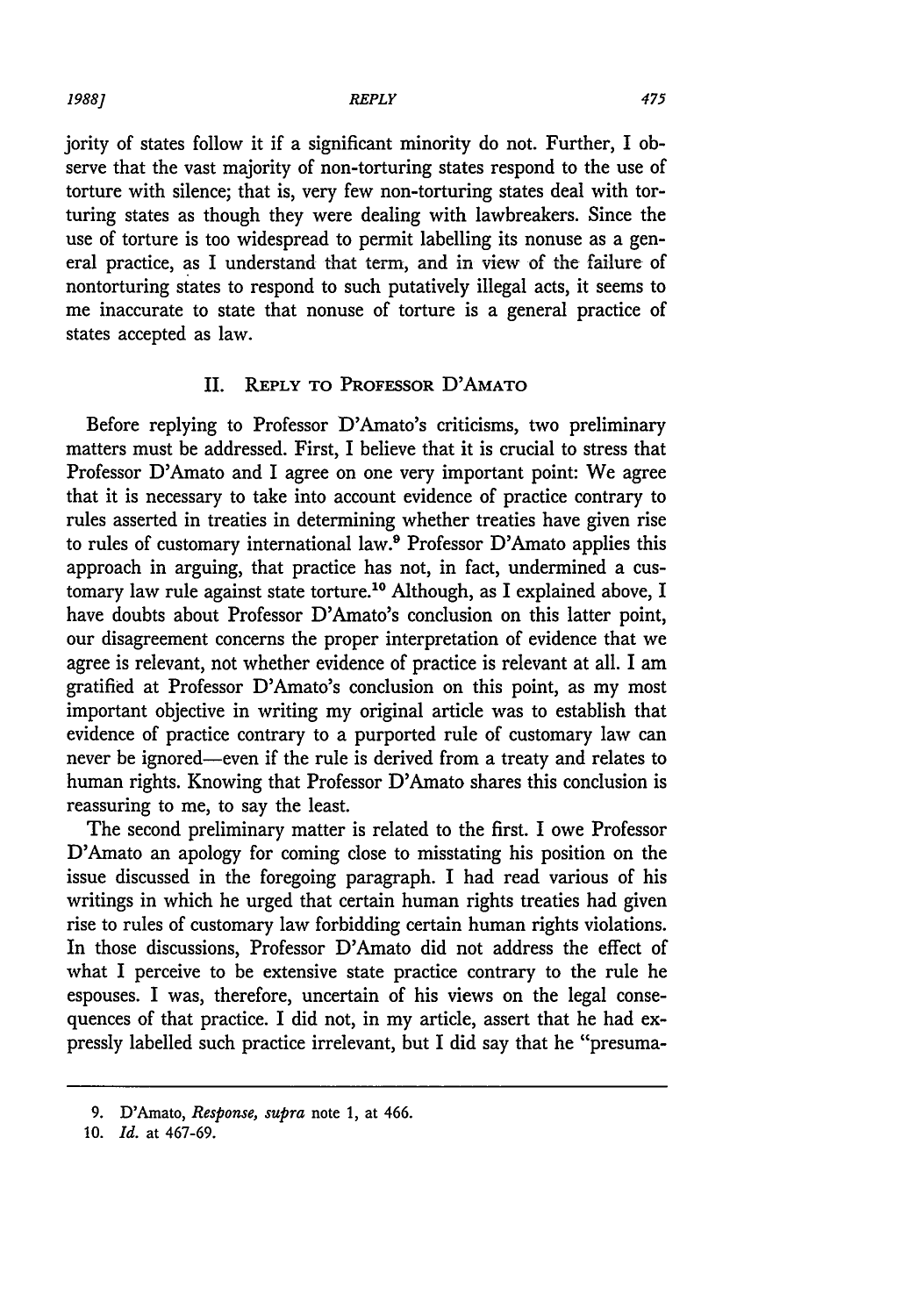jority of states follow it if a significant minority do not. Further, I observe that the vast majority of non-torturing states respond to the use of torture with silence; that is, very few non-torturing states deal with torturing states as though they were dealing with lawbreakers. Since the use of torture is too widespread to permit labelling its nonuse as a general practice, as I understand that term, and in view of the failure of nontorturing states to respond to such putatively illegal acts, it seems to me inaccurate to state that nonuse of torture is a general practice of states accepted as law.

## II. Reply to Professor D'Amato

Before replying to Professor D'Amato's criticisms, two preliminary matters must be addressed. First, I believe that it is crucial to stress that Professor D'Amato and I agree on one very important point: We agree that it is necessary to take into account evidence of practice contrary to rules asserted in treaties in determining whether treaties have given rise to rules of customary international law.[9] Professor D'Amato applies this approach in arguing, that practice has not, in fact, undermined a customary law rule against state torture.[10] Although, as I explained above, I have doubts about Professor D'Amato's conclusion on this latter point, our disagreement concerns the proper interpretation of evidence that we agree is relevant, not whether evidence of practice is relevant at all. I am gratified at Professor D'Amato's conclusion on this point, as my most important objective in writing my original article was to establish that evidence of practice contrary to a purported rule of customary law can never be ignored—even if the rule is derived from a treaty and relates to human rights. Knowing that Professor D'Amato shares this conclusion is reassuring to me, to say the least.

The second preliminary matter is related to the first. I owe Professor D'Amato an apology for coming close to misstating his position on the issue discussed in the foregoing paragraph. I had read various of his writings in which he urged that certain human rights treaties had given rise to rules of customary law forbidding certain human rights violations. In those discussions, Professor D'Amato did not address the effect of what I perceive to be extensive state practice contrary to the rule he espouses. I was, therefore, uncertain of his views on the legal consequences of that practice. I did not, in my article, assert that he had expressly labelled such practice irrelevant, but I did say that he "presuma-

---

9. D'Amato, *Response, supra* note 1, at 466.

10. *Id.* at 467-69.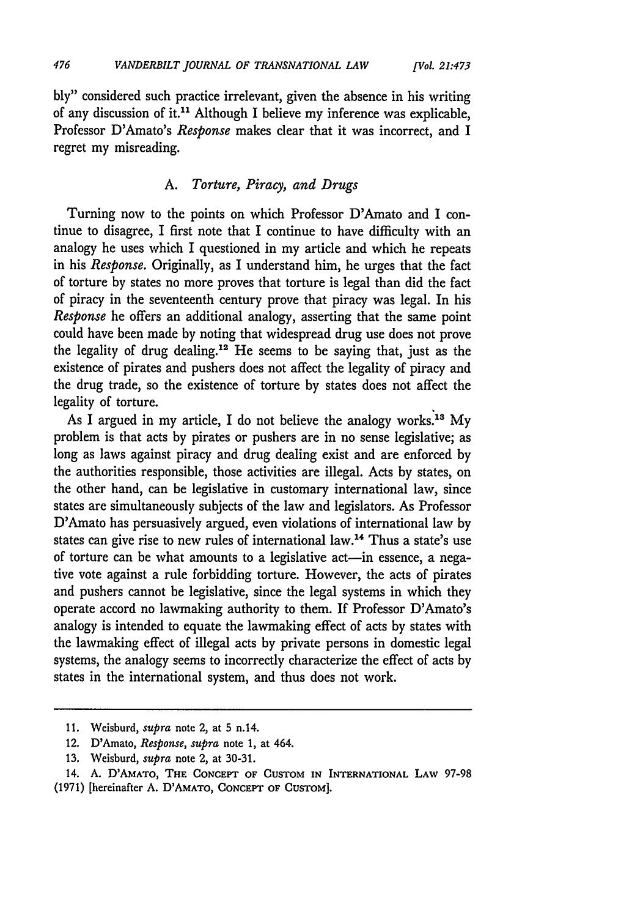bly" considered such practice irrelevant, given the absence in his writing of any discussion of it.[11] Although I believe my inference was explicable, Professor D'Amato's *Response* makes clear that it was incorrect, and I regret my misreading.

### A. *Torture, Piracy, and Drugs*

Turning now to the points on which Professor D'Amato and I continue to disagree, I first note that I continue to have difficulty with an analogy he uses which I questioned in my article and which he repeats in his *Response*. Originally, as I understand him, he urges that the fact of torture by states no more proves that torture is legal than did the fact of piracy in the seventeenth century prove that piracy was legal. In his *Response* he offers an additional analogy, asserting that the same point could have been made by noting that widespread drug use does not prove the legality of drug dealing.[12] He seems to be saying that, just as the existence of pirates and pushers does not affect the legality of piracy and the drug trade, so the existence of torture by states does not affect the legality of torture.

As I argued in my article, I do not believe the analogy works.[13] My problem is that acts by pirates or pushers are in no sense legislative; as long as laws against piracy and drug dealing exist and are enforced by the authorities responsible, those activities are illegal. Acts by states, on the other hand, can be legislative in customary international law, since states are simultaneously subjects of the law and legislators. As Professor D'Amato has persuasively argued, even violations of international law by states can give rise to new rules of international law.[14] Thus a state's use of torture can be what amounts to a legislative act—in essence, a negative vote against a rule forbidding torture. However, the acts of pirates and pushers cannot be legislative, since the legal systems in which they operate accord no lawmaking authority to them. If Professor D'Amato's analogy is intended to equate the lawmaking effect of acts by states with the lawmaking effect of illegal acts by private persons in domestic legal systems, the analogy seems to incorrectly characterize the effect of acts by states in the international system, and thus does not work.

---

11. Weisburd, *supra* note 2, at 5 n.14.

12. D'Amato, *Response*, *supra* note 1, at 464.

13. Weisburd, *supra* note 2, at 30-31.

14. A. D'AMATO, THE CONCEPT OF CUSTOM IN INTERNATIONAL LAW 97-98 (1971) [hereinafter A. D'AMATO, CONCEPT OF CUSTOM].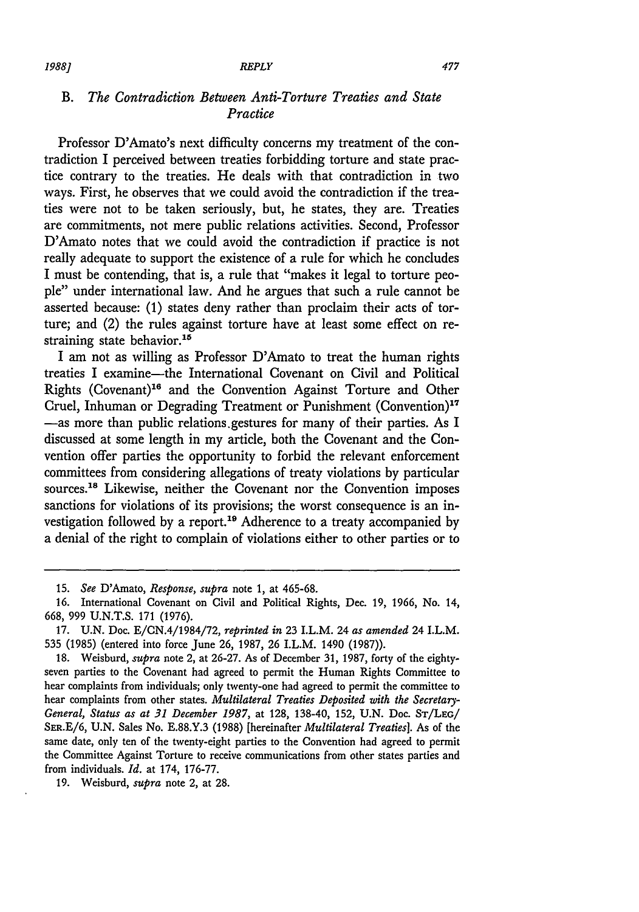### B. *The Contradiction Between Anti-Torture Treaties and State Practice*

Professor D'Amato's next difficulty concerns my treatment of the contradiction I perceived between treaties forbidding torture and state practice contrary to the treaties. He deals with that contradiction in two ways. First, he observes that we could avoid the contradiction if the treaties were not to be taken seriously, but, he states, they are. Treaties are commitments, not mere public relations activities. Second, Professor D'Amato notes that we could avoid the contradiction if practice is not really adequate to support the existence of a rule for which he concludes I must be contending, that is, a rule that "makes it legal to torture people" under international law. And he argues that such a rule cannot be asserted because: (1) states deny rather than proclaim their acts of torture; and (2) the rules against torture have at least some effect on restraining state behavior.[15]

I am not as willing as Professor D'Amato to treat the human rights treaties I examine—the International Covenant on Civil and Political Rights (Covenant)[16] and the Convention Against Torture and Other Cruel, Inhuman or Degrading Treatment or Punishment (Convention)[17] —as more than public relations gestures for many of their parties. As I discussed at some length in my article, both the Covenant and the Convention offer parties the opportunity to forbid the relevant enforcement committees from considering allegations of treaty violations by particular sources.[18] Likewise, neither the Covenant nor the Convention imposes sanctions for violations of its provisions; the worst consequence is an investigation followed by a report.[19] Adherence to a treaty accompanied by a denial of the right to complain of violations either to other parties or to

---

15. *See* D'Amato, *Response*, *supra* note 1, at 465-68.

16. International Covenant on Civil and Political Rights, Dec. 19, 1966, No. 14, 668, 999 U.N.T.S. 171 (1976).

17. U.N. Doc. E/CN.4/1984/72, *reprinted in* 23 I.L.M. 24 *as amended* 24 I.L.M. 535 (1985) (entered into force June 26, 1987, 26 I.L.M. 1490 (1987)).

18. Weisburd, *supra* note 2, at 26-27. As of December 31, 1987, forty of the eighty-seven parties to the Covenant had agreed to permit the Human Rights Committee to hear complaints from individuals; only twenty-one had agreed to permit the committee to hear complaints from other states. *Multilateral Treaties Deposited with the Secretary-General, Status as at 31 December 1987*, at 128, 138-40, 152, U.N. Doc. ST/LEG/SER.E/6, U.N. Sales No. E.88.Y.3 (1988) [hereinafter *Multilateral Treaties*]. As of the same date, only ten of the twenty-eight parties to the Convention had agreed to permit the Committee Against Torture to receive communications from other states parties and from individuals. *Id.* at 174, 176-77.

19. Weisburd, *supra* note 2, at 28.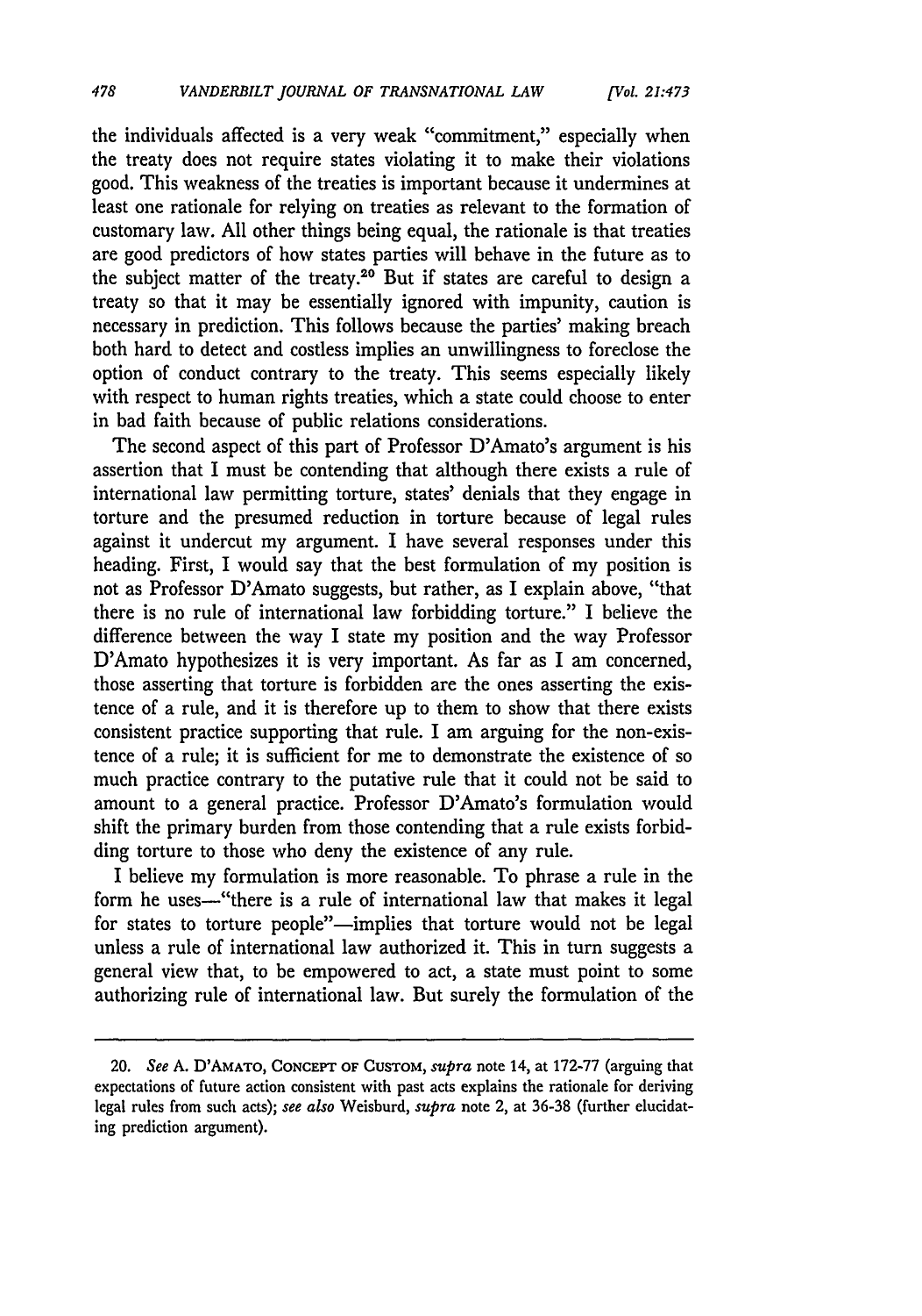the individuals affected is a very weak "commitment," especially when the treaty does not require states violating it to make their violations good. This weakness of the treaties is important because it undermines at least one rationale for relying on treaties as relevant to the formation of customary law. All other things being equal, the rationale is that treaties are good predictors of how states parties will behave in the future as to the subject matter of the treaty.[20] But if states are careful to design a treaty so that it may be essentially ignored with impunity, caution is necessary in prediction. This follows because the parties' making breach both hard to detect and costless implies an unwillingness to foreclose the option of conduct contrary to the treaty. This seems especially likely with respect to human rights treaties, which a state could choose to enter in bad faith because of public relations considerations.

The second aspect of this part of Professor D'Amato's argument is his assertion that I must be contending that although there exists a rule of international law permitting torture, states' denials that they engage in torture and the presumed reduction in torture because of legal rules against it undercut my argument. I have several responses under this heading. First, I would say that the best formulation of my position is not as Professor D'Amato suggests, but rather, as I explain above, "that there is no rule of international law forbidding torture." I believe the difference between the way I state my position and the way Professor D'Amato hypothesizes it is very important. As far as I am concerned, those asserting that torture is forbidden are the ones asserting the existence of a rule, and it is therefore up to them to show that there exists consistent practice supporting that rule. I am arguing for the non-existence of a rule; it is sufficient for me to demonstrate the existence of so much practice contrary to the putative rule that it could not be said to amount to a general practice. Professor D'Amato's formulation would shift the primary burden from those contending that a rule exists forbidding torture to those who deny the existence of any rule.

I believe my formulation is more reasonable. To phrase a rule in the form he uses—"there is a rule of international law that makes it legal for states to torture people"—implies that torture would not be legal unless a rule of international law authorized it. This in turn suggests a general view that, to be empowered to act, a state must point to some authorizing rule of international law. But surely the formulation of the

---

20. *See* A. D'AMATO, CONCEPT OF CUSTOM, *supra* note 14, at 172-77 (arguing that expectations of future action consistent with past acts explains the rationale for deriving legal rules from such acts); *see also* Weisburd, *supra* note 2, at 36-38 (further elucidating prediction argument).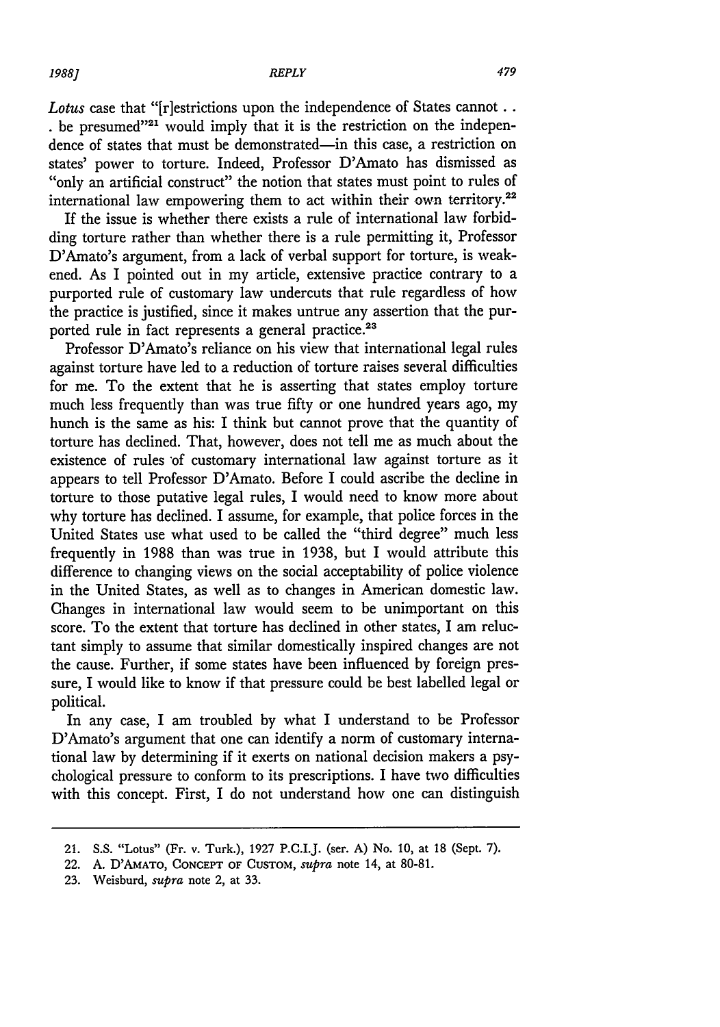*Lotus* case that "[r]estrictions upon the independence of States cannot . . . be presumed"[21] would imply that it is the restriction on the independence of states that must be demonstrated—in this case, a restriction on states' power to torture. Indeed, Professor D'Amato has dismissed as "only an artificial construct" the notion that states must point to rules of international law empowering them to act within their own territory.[22]

If the issue is whether there exists a rule of international law forbidding torture rather than whether there is a rule permitting it, Professor D'Amato's argument, from a lack of verbal support for torture, is weakened. As I pointed out in my article, extensive practice contrary to a purported rule of customary law undercuts that rule regardless of how the practice is justified, since it makes untrue any assertion that the purported rule in fact represents a general practice.[23]

Professor D'Amato's reliance on his view that international legal rules against torture have led to a reduction of torture raises several difficulties for me. To the extent that he is asserting that states employ torture much less frequently than was true fifty or one hundred years ago, my hunch is the same as his: I think but cannot prove that the quantity of torture has declined. That, however, does not tell me as much about the existence of rules of customary international law against torture as it appears to tell Professor D'Amato. Before I could ascribe the decline in torture to those putative legal rules, I would need to know more about why torture has declined. I assume, for example, that police forces in the United States use what used to be called the "third degree" much less frequently in 1988 than was true in 1938, but I would attribute this difference to changing views on the social acceptability of police violence in the United States, as well as to changes in American domestic law. Changes in international law would seem to be unimportant on this score. To the extent that torture has declined in other states, I am reluctant simply to assume that similar domestically inspired changes are not the cause. Further, if some states have been influenced by foreign pressure, I would like to know if that pressure could be best labelled legal or political.

In any case, I am troubled by what I understand to be Professor D'Amato's argument that one can identify a norm of customary international law by determining if it exerts on national decision makers a psychological pressure to conform to its prescriptions. I have two difficulties with this concept. First, I do not understand how one can distinguish

---

21. S.S. "Lotus" (Fr. v. Turk.), 1927 P.C.I.J. (ser. A) No. 10, at 18 (Sept. 7).

22. A. D'AMATO, CONCEPT OF CUSTOM, *supra* note 14, at 80-81.

23. Weisburd, *supra* note 2, at 33.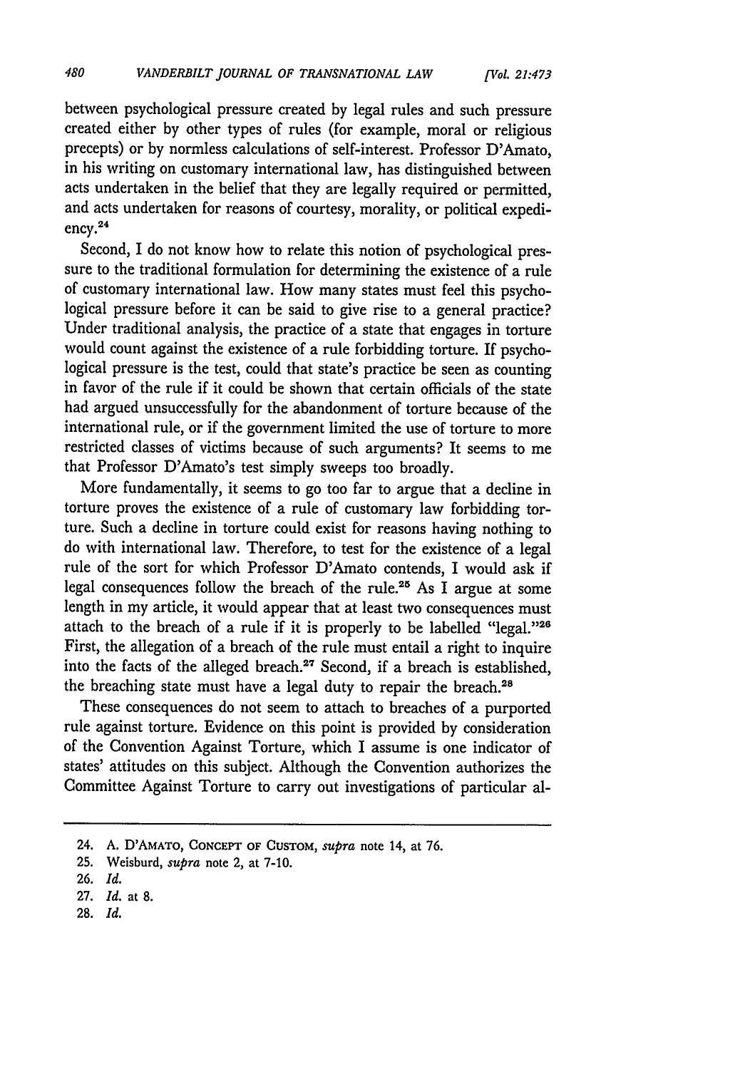between psychological pressure created by legal rules and such pressure created either by other types of rules (for example, moral or religious precepts) or by normless calculations of self-interest. Professor D'Amato, in his writing on customary international law, has distinguished between acts undertaken in the belief that they are legally required or permitted, and acts undertaken for reasons of courtesy, morality, or political expediency.[24]

Second, I do not know how to relate this notion of psychological pressure to the traditional formulation for determining the existence of a rule of customary international law. How many states must feel this psychological pressure before it can be said to give rise to a general practice? Under traditional analysis, the practice of a state that engages in torture would count against the existence of a rule forbidding torture. If psychological pressure is the test, could that state's practice be seen as counting in favor of the rule if it could be shown that certain officials of the state had argued unsuccessfully for the abandonment of torture because of the international rule, or if the government limited the use of torture to more restricted classes of victims because of such arguments? It seems to me that Professor D'Amato's test simply sweeps too broadly.

More fundamentally, it seems to go too far to argue that a decline in torture proves the existence of a rule of customary law forbidding torture. Such a decline in torture could exist for reasons having nothing to do with international law. Therefore, to test for the existence of a legal rule of the sort for which Professor D'Amato contends, I would ask if legal consequences follow the breach of the rule.[25] As I argue at some length in my article, it would appear that at least two consequences must attach to the breach of a rule if it is properly to be labelled "legal."[26] First, the allegation of a breach of the rule must entail a right to inquire into the facts of the alleged breach.[27] Second, if a breach is established, the breaching state must have a legal duty to repair the breach.[28]

These consequences do not seem to attach to breaches of a purported rule against torture. Evidence on this point is provided by consideration of the Convention Against Torture, which I assume is one indicator of states' attitudes on this subject. Although the Convention authorizes the Committee Against Torture to carry out investigations of particular al-

---

24. A. D'AMATO, CONCEPT OF CUSTOM, *supra* note 14, at 76.
25. Weisburd, *supra* note 2, at 7-10.
26. *Id.*
27. *Id.* at 8.
28. *Id.*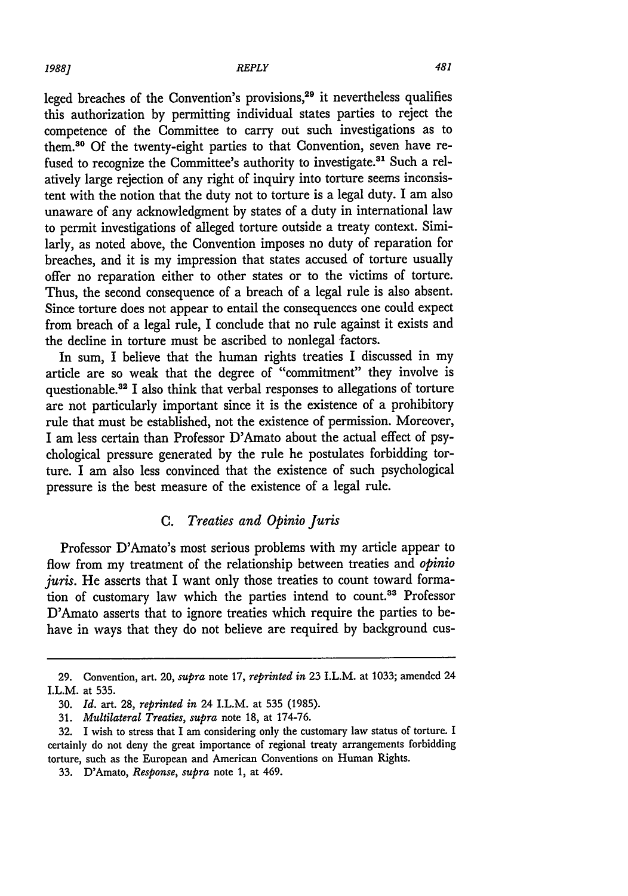leged breaches of the Convention's provisions,[29] it nevertheless qualifies this authorization by permitting individual states parties to reject the competence of the Committee to carry out such investigations as to them.[30] Of the twenty-eight parties to that Convention, seven have refused to recognize the Committee's authority to investigate.[31] Such a relatively large rejection of any right of inquiry into torture seems inconsistent with the notion that the duty not to torture is a legal duty. I am also unaware of any acknowledgment by states of a duty in international law to permit investigations of alleged torture outside a treaty context. Similarly, as noted above, the Convention imposes no duty of reparation for breaches, and it is my impression that states accused of torture usually offer no reparation either to other states or to the victims of torture. Thus, the second consequence of a breach of a legal rule is also absent. Since torture does not appear to entail the consequences one could expect from breach of a legal rule, I conclude that no rule against it exists and the decline in torture must be ascribed to nonlegal factors.

In sum, I believe that the human rights treaties I discussed in my article are so weak that the degree of "commitment" they involve is questionable.[32] I also think that verbal responses to allegations of torture are not particularly important since it is the existence of a prohibitory rule that must be established, not the existence of permission. Moreover, I am less certain than Professor D'Amato about the actual effect of psychological pressure generated by the rule he postulates forbidding torture. I am also less convinced that the existence of such psychological pressure is the best measure of the existence of a legal rule.

### C. *Treaties and Opinio Juris*

Professor D'Amato's most serious problems with my article appear to flow from my treatment of the relationship between treaties and *opinio juris*. He asserts that I want only those treaties to count toward formation of customary law which the parties intend to count.[33] Professor D'Amato asserts that to ignore treaties which require the parties to behave in ways that they do not believe are required by background cus-

---

29. Convention, art. 20, *supra* note 17, *reprinted in* 23 I.L.M. at 1033; amended 24 I.L.M. at 535.

30. *Id.* art. 28, *reprinted in* 24 I.L.M. at 535 (1985).

31. *Multilateral Treaties, supra* note 18, at 174-76.

32. I wish to stress that I am considering only the customary law status of torture. I certainly do not deny the great importance of regional treaty arrangements forbidding torture, such as the European and American Conventions on Human Rights.

33. D'Amato, *Response, supra* note 1, at 469.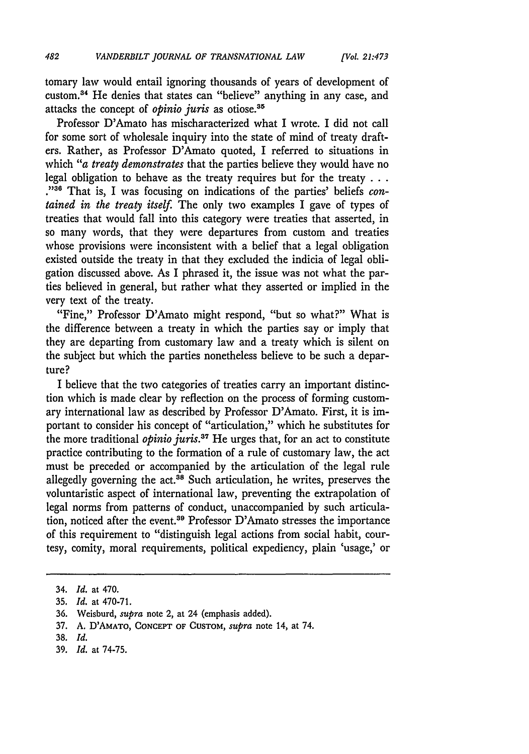tomary law would entail ignoring thousands of years of development of custom.[34] He denies that states can "believe" anything in any case, and attacks the concept of *opinio juris* as otiose.[35]

Professor D'Amato has mischaracterized what I wrote. I did not call for some sort of wholesale inquiry into the state of mind of treaty drafters. Rather, as Professor D'Amato quoted, I referred to situations in which "*a treaty demonstrates* that the parties believe they would have no legal obligation to behave as the treaty requires but for the treaty . . . ."[36] That is, I was focusing on indications of the parties' beliefs *contained in the treaty itself.* The only two examples I gave of types of treaties that would fall into this category were treaties that asserted, in so many words, that they were departures from custom and treaties whose provisions were inconsistent with a belief that a legal obligation existed outside the treaty in that they excluded the indicia of legal obligation discussed above. As I phrased it, the issue was not what the parties believed in general, but rather what they asserted or implied in the very text of the treaty.

"Fine," Professor D'Amato might respond, "but so what?" What is the difference between a treaty in which the parties say or imply that they are departing from customary law and a treaty which is silent on the subject but which the parties nonetheless believe to be such a departure?

I believe that the two categories of treaties carry an important distinction which is made clear by reflection on the process of forming customary international law as described by Professor D'Amato. First, it is important to consider his concept of "articulation," which he substitutes for the more traditional *opinio juris*.[37] He urges that, for an act to constitute practice contributing to the formation of a rule of customary law, the act must be preceded or accompanied by the articulation of the legal rule allegedly governing the act.[38] Such articulation, he writes, preserves the voluntaristic aspect of international law, preventing the extrapolation of legal norms from patterns of conduct, unaccompanied by such articulation, noticed after the event.[39] Professor D'Amato stresses the importance of this requirement to "distinguish legal actions from social habit, courtesy, comity, moral requirements, political expediency, plain 'usage,' or

---

34. *Id.* at 470.
35. *Id.* at 470-71.
36. Weisburd, *supra* note 2, at 24 (emphasis added).
37. A. D'AMATO, CONCEPT OF CUSTOM, *supra* note 14, at 74.
38. *Id.*
39. *Id.* at 74-75.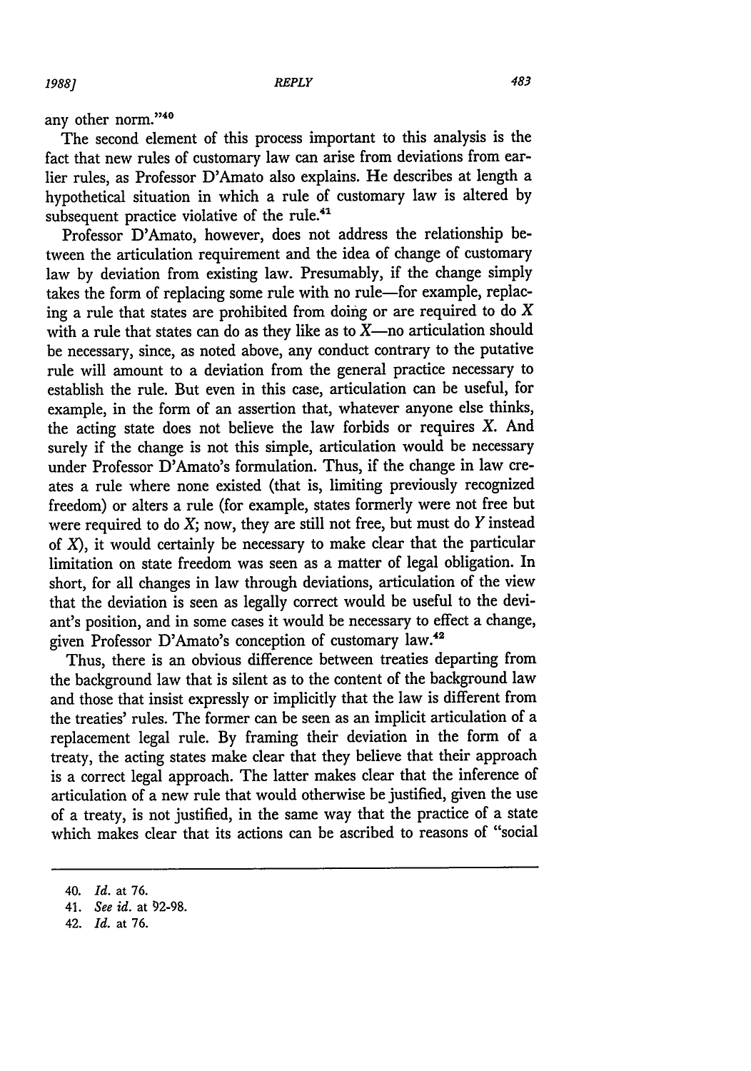any other norm."[40]

The second element of this process important to this analysis is the fact that new rules of customary law can arise from deviations from earlier rules, as Professor D'Amato also explains. He describes at length a hypothetical situation in which a rule of customary law is altered by subsequent practice violative of the rule.[41]

Professor D'Amato, however, does not address the relationship between the articulation requirement and the idea of change of customary law by deviation from existing law. Presumably, if the change simply takes the form of replacing some rule with no rule—for example, replacing a rule that states are prohibited from doing or are required to do *X* with a rule that states can do as they like as to *X*—no articulation should be necessary, since, as noted above, any conduct contrary to the putative rule will amount to a deviation from the general practice necessary to establish the rule. But even in this case, articulation can be useful, for example, in the form of an assertion that, whatever anyone else thinks, the acting state does not believe the law forbids or requires *X*. And surely if the change is not this simple, articulation would be necessary under Professor D'Amato's formulation. Thus, if the change in law creates a rule where none existed (that is, limiting previously recognized freedom) or alters a rule (for example, states formerly were not free but were required to do *X*; now, they are still not free, but must do *Y* instead of *X*), it would certainly be necessary to make clear that the particular limitation on state freedom was seen as a matter of legal obligation. In short, for all changes in law through deviations, articulation of the view that the deviation is seen as legally correct would be useful to the deviant's position, and in some cases it would be necessary to effect a change, given Professor D'Amato's conception of customary law.[42]

Thus, there is an obvious difference between treaties departing from the background law that is silent as to the content of the background law and those that insist expressly or implicitly that the law is different from the treaties' rules. The former can be seen as an implicit articulation of a replacement legal rule. By framing their deviation in the form of a treaty, the acting states make clear that they believe that their approach is a correct legal approach. The latter makes clear that the inference of articulation of a new rule that would otherwise be justified, given the use of a treaty, is not justified, in the same way that the practice of a state which makes clear that its actions can be ascribed to reasons of "social

---

40. *Id.* at 76.

41. *See id.* at 92-98.

42. *Id.* at 76.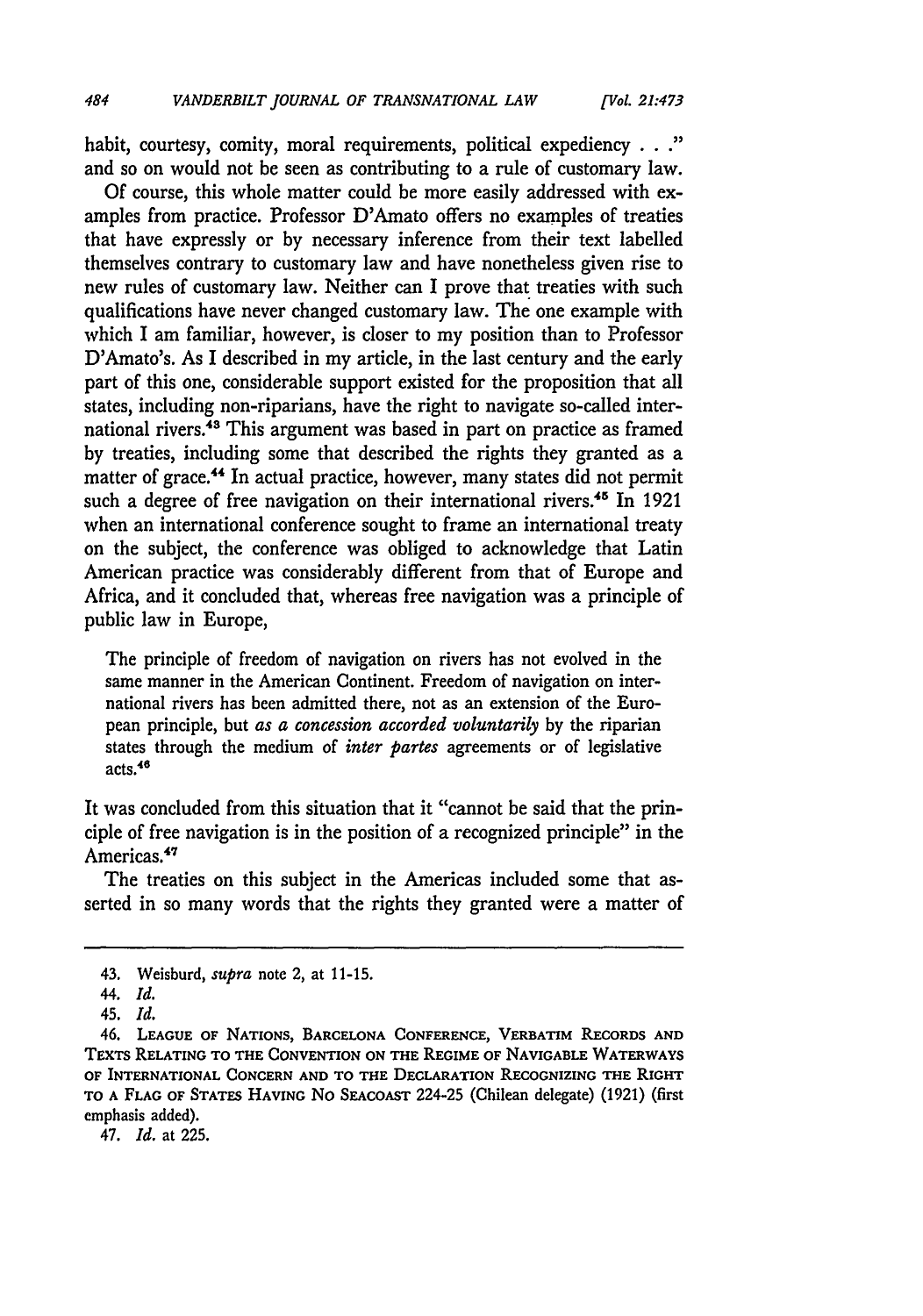habit, courtesy, comity, moral requirements, political expediency . . ." and so on would not be seen as contributing to a rule of customary law.

Of course, this whole matter could be more easily addressed with examples from practice. Professor D'Amato offers no examples of treaties that have expressly or by necessary inference from their text labelled themselves contrary to customary law and have nonetheless given rise to new rules of customary law. Neither can I prove that treaties with such qualifications have never changed customary law. The one example with which I am familiar, however, is closer to my position than to Professor D'Amato's. As I described in my article, in the last century and the early part of this one, considerable support existed for the proposition that all states, including non-riparians, have the right to navigate so-called international rivers.[43] This argument was based in part on practice as framed by treaties, including some that described the rights they granted as a matter of grace.[44] In actual practice, however, many states did not permit such a degree of free navigation on their international rivers.[45] In 1921 when an international conference sought to frame an international treaty on the subject, the conference was obliged to acknowledge that Latin American practice was considerably different from that of Europe and Africa, and it concluded that, whereas free navigation was a principle of public law in Europe,

> The principle of freedom of navigation on rivers has not evolved in the same manner in the American Continent. Freedom of navigation on international rivers has been admitted there, not as an extension of the European principle, but *as a concession accorded voluntarily* by the riparian states through the medium of *inter partes* agreements or of legislative acts.[46]

It was concluded from this situation that it "cannot be said that the principle of free navigation is in the position of a recognized principle" in the Americas.[47]

The treaties on this subject in the Americas included some that asserted in so many words that the rights they granted were a matter of

---

43. Weisburd, *supra* note 2, at 11-15.

44. *Id.*

45. *Id.*

46. LEAGUE OF NATIONS, BARCELONA CONFERENCE, VERBATIM RECORDS AND TEXTS RELATING TO THE CONVENTION ON THE REGIME OF NAVIGABLE WATERWAYS OF INTERNATIONAL CONCERN AND TO THE DECLARATION RECOGNIZING THE RIGHT TO A FLAG OF STATES HAVING NO SEACOAST 224-25 (Chilean delegate) (1921) (first emphasis added).

47. *Id.* at 225.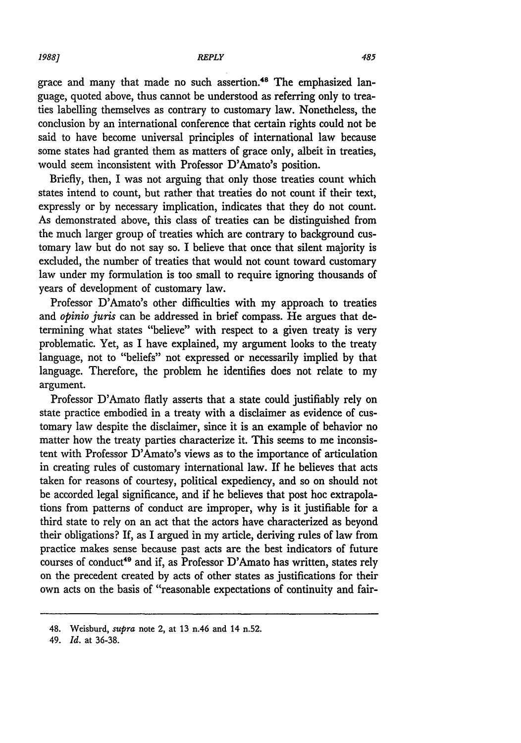grace and many that made no such assertion.[48] The emphasized language, quoted above, thus cannot be understood as referring only to treaties labelling themselves as contrary to customary law. Nonetheless, the conclusion by an international conference that certain rights could not be said to have become universal principles of international law because some states had granted them as matters of grace only, albeit in treaties, would seem inconsistent with Professor D'Amato's position.

Briefly, then, I was not arguing that only those treaties count which states intend to count, but rather that treaties do not count if their text, expressly or by necessary implication, indicates that they do not count. As demonstrated above, this class of treaties can be distinguished from the much larger group of treaties which are contrary to background customary law but do not say so. I believe that once that silent majority is excluded, the number of treaties that would not count toward customary law under my formulation is too small to require ignoring thousands of years of development of customary law.

Professor D'Amato's other difficulties with my approach to treaties and *opinio juris* can be addressed in brief compass. He argues that determining what states "believe" with respect to a given treaty is very problematic. Yet, as I have explained, my argument looks to the treaty language, not to "beliefs" not expressed or necessarily implied by that language. Therefore, the problem he identifies does not relate to my argument.

Professor D'Amato flatly asserts that a state could justifiably rely on state practice embodied in a treaty with a disclaimer as evidence of customary law despite the disclaimer, since it is an example of behavior no matter how the treaty parties characterize it. This seems to me inconsistent with Professor D'Amato's views as to the importance of articulation in creating rules of customary international law. If he believes that acts taken for reasons of courtesy, political expediency, and so on should not be accorded legal significance, and if he believes that post hoc extrapolations from patterns of conduct are improper, why is it justifiable for a third state to rely on an act that the actors have characterized as beyond their obligations? If, as I argued in my article, deriving rules of law from practice makes sense because past acts are the best indicators of future courses of conduct[49] and if, as Professor D'Amato has written, states rely on the precedent created by acts of other states as justifications for their own acts on the basis of "reasonable expectations of continuity and fair-

---

48. Weisburd, *supra* note 2, at 13 n.46 and 14 n.52.

49. *Id.* at 36-38.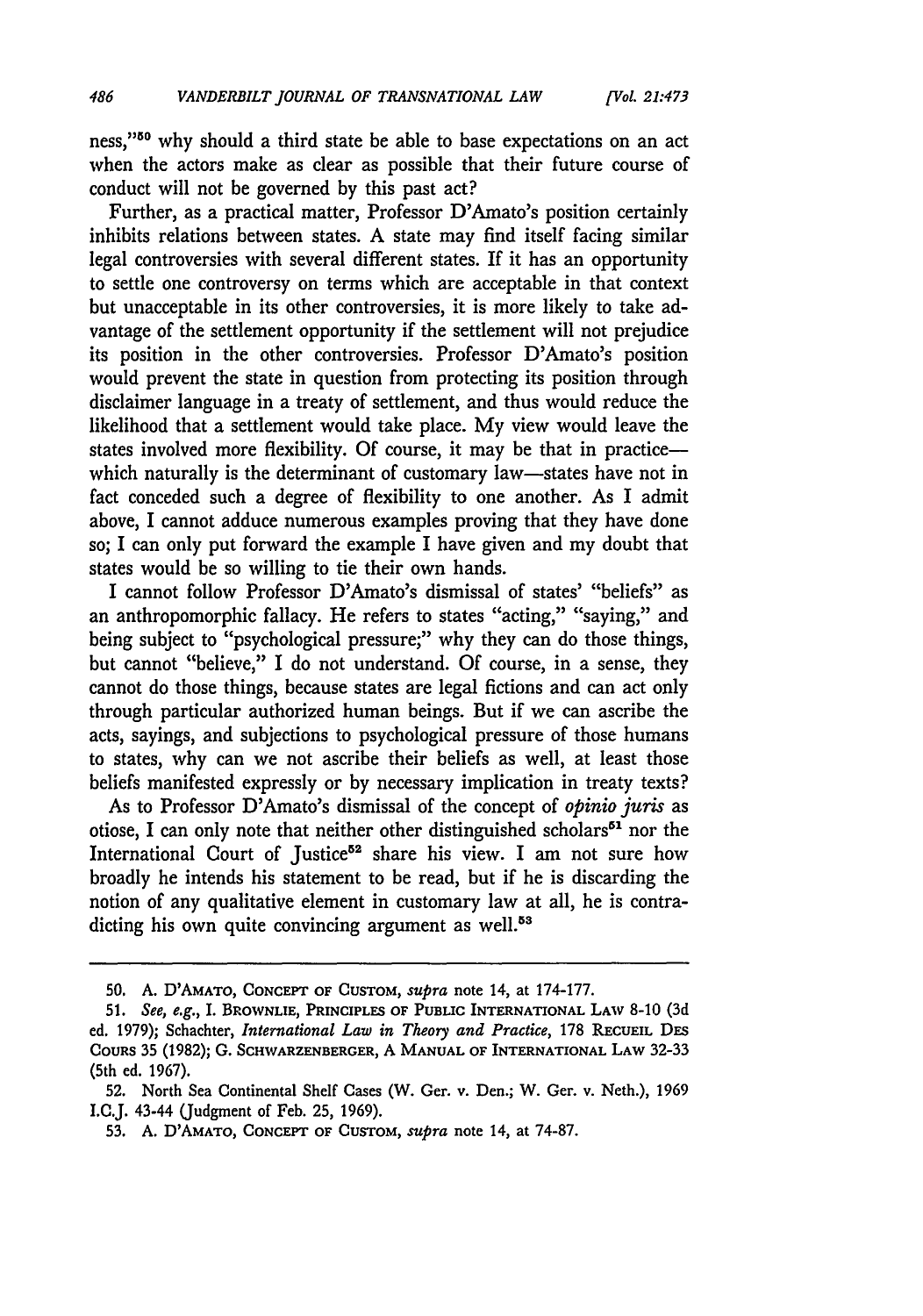ness,"[50] why should a third state be able to base expectations on an act when the actors make as clear as possible that their future course of conduct will not be governed by this past act?

Further, as a practical matter, Professor D'Amato's position certainly inhibits relations between states. A state may find itself facing similar legal controversies with several different states. If it has an opportunity to settle one controversy on terms which are acceptable in that context but unacceptable in its other controversies, it is more likely to take advantage of the settlement opportunity if the settlement will not prejudice its position in the other controversies. Professor D'Amato's position would prevent the state in question from protecting its position through disclaimer language in a treaty of settlement, and thus would reduce the likelihood that a settlement would take place. My view would leave the states involved more flexibility. Of course, it may be that in practice—which naturally is the determinant of customary law—states have not in fact conceded such a degree of flexibility to one another. As I admit above, I cannot adduce numerous examples proving that they have done so; I can only put forward the example I have given and my doubt that states would be so willing to tie their own hands.

I cannot follow Professor D'Amato's dismissal of states' "beliefs" as an anthropomorphic fallacy. He refers to states "acting," "saying," and being subject to "psychological pressure;" why they can do those things, but cannot "believe," I do not understand. Of course, in a sense, they cannot do those things, because states are legal fictions and can act only through particular authorized human beings. But if we can ascribe the acts, sayings, and subjections to psychological pressure of those humans to states, why can we not ascribe their beliefs as well, at least those beliefs manifested expressly or by necessary implication in treaty texts?

As to Professor D'Amato's dismissal of the concept of *opinio juris* as otiose, I can only note that neither other distinguished scholars[51] nor the International Court of Justice[52] share his view. I am not sure how broadly he intends his statement to be read, but if he is discarding the notion of any qualitative element in customary law at all, he is contradicting his own quite convincing argument as well.[53]

---

50. A. D'AMATO, CONCEPT OF CUSTOM, *supra* note 14, at 174-177.

51. *See, e.g.*, I. BROWNLIE, PRINCIPLES OF PUBLIC INTERNATIONAL LAW 8-10 (3d ed. 1979); Schachter, *International Law in Theory and Practice*, 178 RECUEIL DES COURS 35 (1982); G. SCHWARZENBERGER, A MANUAL OF INTERNATIONAL LAW 32-33 (5th ed. 1967).

52. North Sea Continental Shelf Cases (W. Ger. v. Den.; W. Ger. v. Neth.), 1969 I.C.J. 43-44 (Judgment of Feb. 25, 1969).

53. A. D'AMATO, CONCEPT OF CUSTOM, *supra* note 14, at 74-87.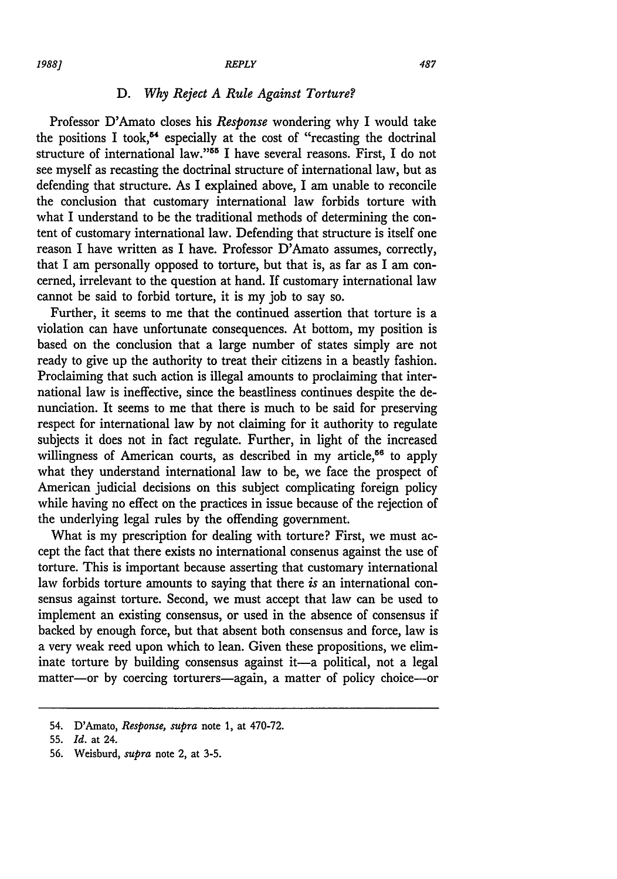### D. *Why Reject A Rule Against Torture?*

Professor D'Amato closes his *Response* wondering why I would take the positions I took,[54] especially at the cost of "recasting the doctrinal structure of international law."[55] I have several reasons. First, I do not see myself as recasting the doctrinal structure of international law, but as defending that structure. As I explained above, I am unable to reconcile the conclusion that customary international law forbids torture with what I understand to be the traditional methods of determining the content of customary international law. Defending that structure is itself one reason I have written as I have. Professor D'Amato assumes, correctly, that I am personally opposed to torture, but that is, as far as I am concerned, irrelevant to the question at hand. If customary international law cannot be said to forbid torture, it is my job to say so.

Further, it seems to me that the continued assertion that torture is a violation can have unfortunate consequences. At bottom, my position is based on the conclusion that a large number of states simply are not ready to give up the authority to treat their citizens in a beastly fashion. Proclaiming that such action is illegal amounts to proclaiming that international law is ineffective, since the beastliness continues despite the denunciation. It seems to me that there is much to be said for preserving respect for international law by not claiming for it authority to regulate subjects it does not in fact regulate. Further, in light of the increased willingness of American courts, as described in my article,[56] to apply what they understand international law to be, we face the prospect of American judicial decisions on this subject complicating foreign policy while having no effect on the practices in issue because of the rejection of the underlying legal rules by the offending government.

What is my prescription for dealing with torture? First, we must accept the fact that there exists no international consenus against the use of torture. This is important because asserting that customary international law forbids torture amounts to saying that there *is* an international consensus against torture. Second, we must accept that law can be used to implement an existing consensus, or used in the absence of consensus if backed by enough force, but that absent both consensus and force, law is a very weak reed upon which to lean. Given these propositions, we eliminate torture by building consensus against it—a political, not a legal matter—or by coercing torturers—again, a matter of policy choice—or

---

54. D'Amato, *Response, supra* note 1, at 470-72.

55. *Id.* at 24.

56. Weisburd, *supra* note 2, at 3-5.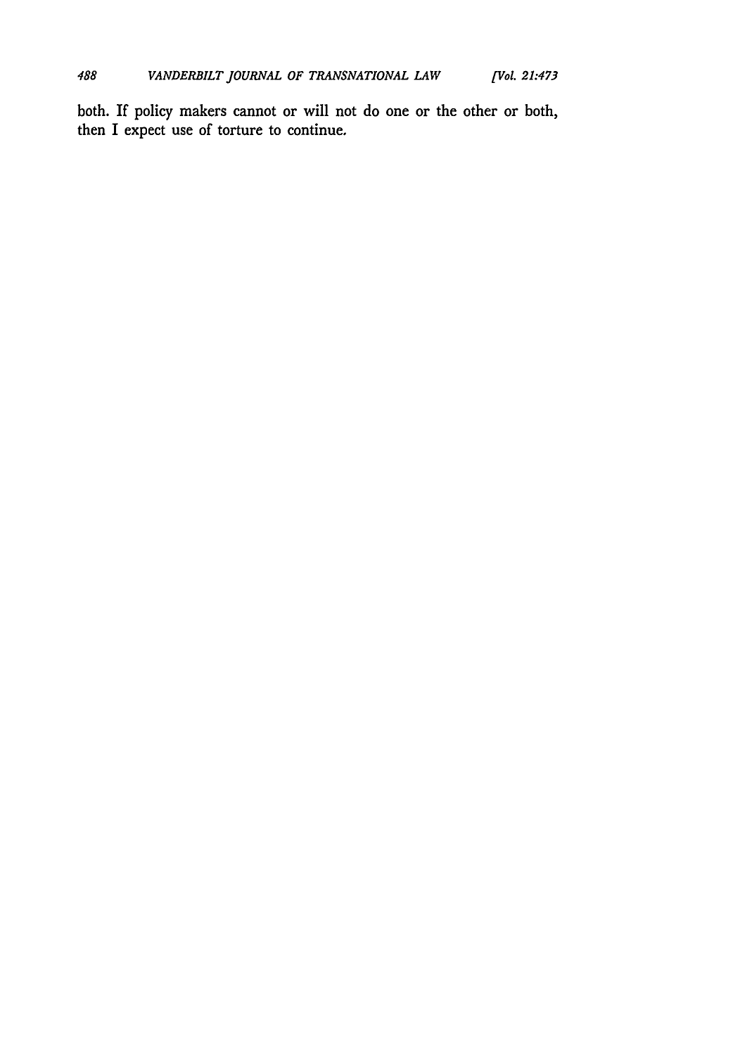both. If policy makers cannot or will not do one or the other or both, then I expect use of torture to continue.